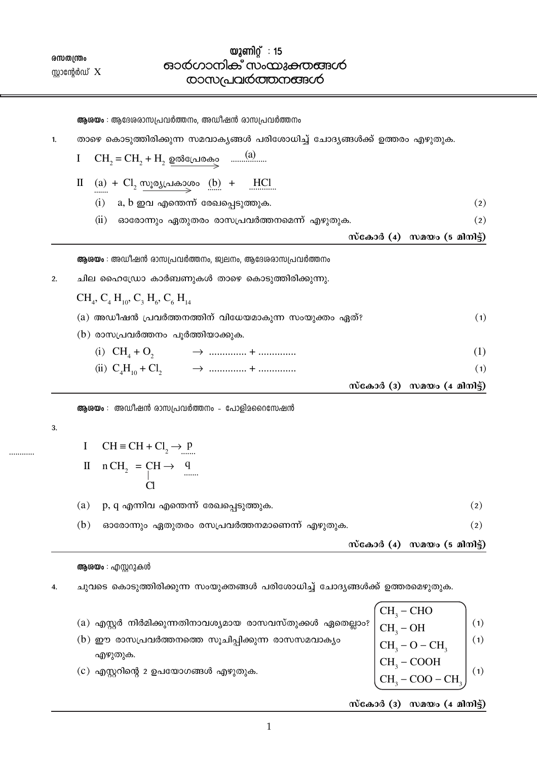രസതന്ത്രം
സ്റ്റാന്റേർഡ് X

# യൂണിറ്റ് : 15
# ഓർഗാനിക് സംയുക്തങ്ങൾ രാസപ്രവർത്തനങ്ങൾ

**ആശയം** : ആദേശരാസപ്രവർത്തനം, അഡീഷൻ രാസപ്രവർത്തനം

1. താഴെ കൊടുത്തിരിക്കുന്ന സമവാക്യങ്ങൾ പരിശോധിച്ച് ചോദ്യങ്ങൾക്ക് ഉത്തരം എഴുതുക.

   I $CH_2 = CH_2 + H_2 \xrightarrow{\text{ഉൽപ്രേരകം}}$ ..........(a)

   II (a) + $Cl_2 \xrightarrow{\text{സൂര്യപ്രകാശം}}$ (b) + HCl

   (i) a, b ഇവ എന്തെന്ന് രേഖപ്പെടുത്തുക. (2)

   (ii) ഓരോന്നും ഏതുതരം രാസപ്രവർത്തനമെന്ന് എഴുതുക. (2)

**സ്കോർ (4) സമയം (5 മിനിട്ട്)**

---

**ആശയം** : അഡീഷൻ രാസപ്രവർത്തനം, ജ്വലനം, ആദേശരാസപ്രവർത്തനം

2. ചില ഹൈഡ്രോ കാർബണുകൾ താഴെ കൊടുത്തിരിക്കുന്നു.

   $CH_4$, $C_4H_{10}$, $C_3H_6$, $C_6H_{14}$

   (a) അഡീഷൻ പ്രവർത്തനത്തിന് വിധേയമാകുന്ന സംയുക്തം ഏത്? (1)

   (b) രാസപ്രവർത്തനം പൂർത്തിയാക്കുക.

   (i) $CH_4 + O_2 \rightarrow$ .............. + .............. (1)

   (ii) $C_4H_{10} + Cl_2 \rightarrow$ .............. + .............. (1)

**സ്കോർ (3) സമയം (4 മിനിട്ട്)**

---

**ആശയം** : അഡീഷൻ രാസപ്രവർത്തനം - പോളിമറൈസേഷൻ

3.

   I $CH \equiv CH + Cl_2 \rightarrow$ p

   II $n\,CH_2 = \underset{\displaystyle Cl}{\underset{|}{CH}} \rightarrow$ q

   (a) p, q എന്നിവ എന്തെന്ന് രേഖപ്പെടുത്തുക. (2)

   (b) ഓരോന്നും ഏതുതരം രസപ്രവർത്തനമാണെന്ന് എഴുതുക. (2)

**സ്കോർ (4) സമയം (5 മിനിട്ട്)**

---

**ആശയം** : എസ്റ്ററുകൾ

4. ചുവടെ കൊടുത്തിരിക്കുന്ന സംയുക്തങ്ങൾ പരിശോധിച്ച് ചോദ്യങ്ങൾക്ക് ഉത്തരമെഴുതുക.

   $CH_3 - CHO$
   $CH_3 - OH$
   $CH_3 - O - CH_3$
   $CH_3 - COOH$
   $CH_3 - COO - CH_3$

   (a) എസ്റ്റർ നിർമിക്കുന്നതിനാവശ്യമായ രാസവസ്തുക്കൾ ഏതെല്ലാം? (1)

   (b) ഈ രാസപ്രവർത്തനത്തെ സൂചിപ്പിക്കുന്ന രാസസമവാക്യം എഴുതുക. (1)

   (c) എസ്റ്ററിന്റെ 2 ഉപയോഗങ്ങൾ എഴുതുക. (1)

**സ്കോർ (3) സമയം (4 മിനിട്ട്)**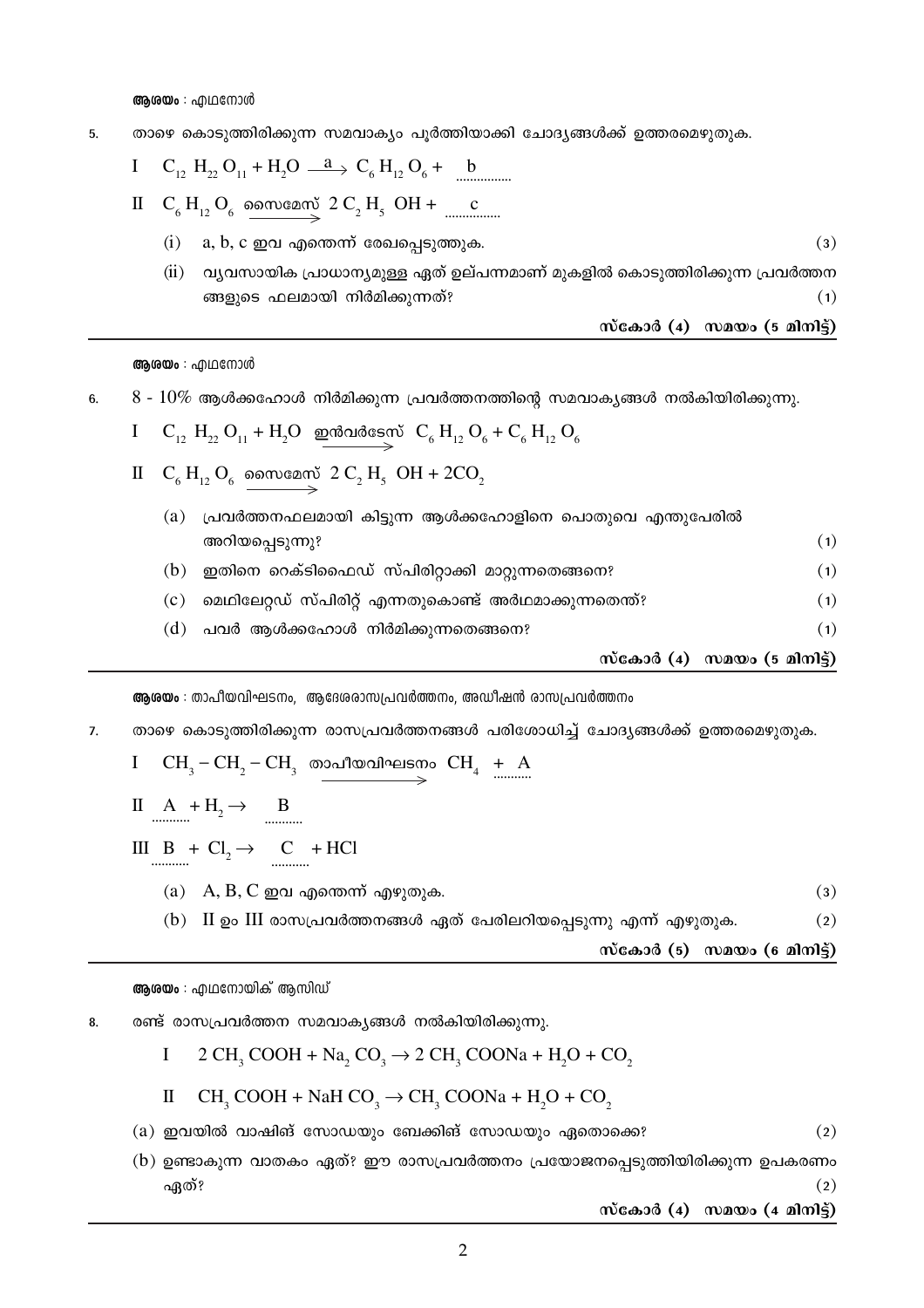**ആശയം** : എഥനോൾ

5. താഴെ കൊടുത്തിരിക്കുന്ന സമവാക്യം പൂർത്തിയാക്കി ചോദ്യങ്ങൾക്ക് ഉത്തരമെഴുതുക.

   I $C_{12}H_{22}O_{11} + H_2O \xrightarrow{a} C_6H_{12}O_6 + \underline{\quad b \quad}$

   II $C_6H_{12}O_6 \xrightarrow{\text{സൈമേസ്}} 2\,C_2H_5\,OH + \underline{\quad c \quad}$

   (i) a, b, c ഇവ എന്തെന്ന് രേഖപ്പെടുത്തുക. (3)

   (ii) വ്യവസായിക പ്രാധാന്യമുള്ള ഏത് ഉല്പന്നമാണ് മുകളിൽ കൊടുത്തിരിക്കുന്ന പ്രവർത്തനങ്ങളുടെ ഫലമായി നിർമിക്കുന്നത്? (1)

**സ്കോർ (4) സമയം (5 മിനിട്ട്)**

---

**ആശയം** : എഥനോൾ

6. 8 - 10% ആൾക്കഹോൾ നിർമിക്കുന്ന പ്രവർത്തനത്തിന്റെ സമവാക്യങ്ങൾ നൽകിയിരിക്കുന്നു.

   I $C_{12}H_{22}O_{11} + H_2O \xrightarrow{\text{ഇൻവർടേസ്}} C_6H_{12}O_6 + C_6H_{12}O_6$

   II $C_6H_{12}O_6 \xrightarrow{\text{സൈമേസ്}} 2\,C_2H_5\,OH + 2CO_2$

   (a) പ്രവർത്തനഫലമായി കിട്ടുന്ന ആൾക്കഹോളിനെ പൊതുവെ എന്തുപേരിൽ അറിയപ്പെടുന്നു? (1)

   (b) ഇതിനെ റെക്ടിഫൈഡ് സ്പിരിറ്റാക്കി മാറ്റുന്നതെങ്ങനെ? (1)

   (c) മെഥിലേറ്റഡ് സ്പിരിറ്റ് എന്നതുകൊണ്ട് അർഥമാക്കുന്നതെന്ത്? (1)

   (d) പവർ ആൾക്കഹോൾ നിർമിക്കുന്നതെങ്ങനെ? (1)

**സ്കോർ (4) സമയം (5 മിനിട്ട്)**

---

**ആശയം** : താപീയവിഘടനം, ആദേശരാസപ്രവർത്തനം, അഡീഷൻ രാസപ്രവർത്തനം

7. താഴെ കൊടുത്തിരിക്കുന്ന രാസപ്രവർത്തനങ്ങൾ പരിശോധിച്ച് ചോദ്യങ്ങൾക്ക് ഉത്തരമെഴുതുക.

   I $CH_3 - CH_2 - CH_3 \xrightarrow{\text{താപീയവിഘടനം}} CH_4 + \underline{A}$

   II $\underline{A} + H_2 \rightarrow \underline{B}$

   III $\underline{B} + Cl_2 \rightarrow \underline{C} + HCl$

   (a) A, B, C ഇവ എന്തെന്ന് എഴുതുക. (3)

   (b) II ഉം III രാസപ്രവർത്തനങ്ങൾ ഏത് പേരിലറിയപ്പെടുന്നു എന്ന് എഴുതുക. (2)

**സ്കോർ (5) സമയം (6 മിനിട്ട്)**

---

**ആശയം** : എഥനോയിക് ആസിഡ്

8. രണ്ട് രാസപ്രവർത്തന സമവാക്യങ്ങൾ നൽകിയിരിക്കുന്നു.

   I $2\,CH_3\,COOH + Na_2\,CO_3 \rightarrow 2\,CH_3\,COONa + H_2O + CO_2$

   II $CH_3\,COOH + NaH\,CO_3 \rightarrow CH_3\,COONa + H_2O + CO_2$

   (a) ഇവയിൽ വാഷിങ് സോഡയും ബേക്കിങ് സോഡയും ഏതൊക്കെ? (2)

   (b) ഉണ്ടാകുന്ന വാതകം ഏത്? ഈ രാസപ്രവർത്തനം പ്രയോജനപ്പെടുത്തിയിരിക്കുന്ന ഉപകരണം ഏത്? (2)

**സ്കോർ (4) സമയം (4 മിനിട്ട്)**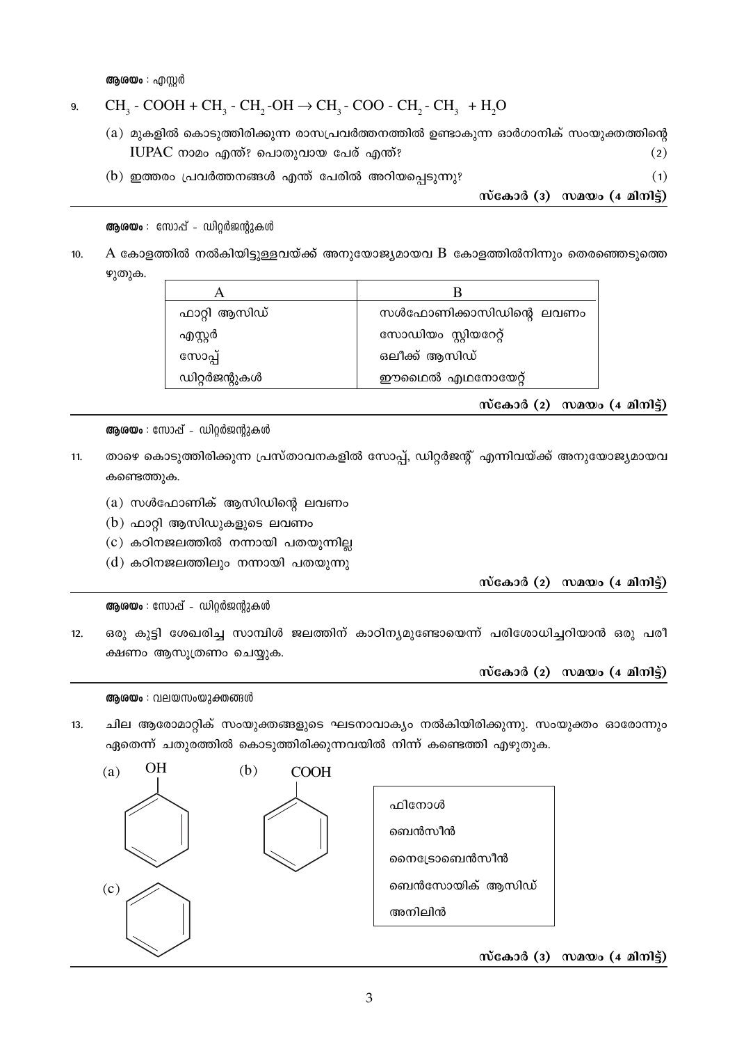**ആശയം** : എസ്റ്റർ

9. $CH_3 - COOH + CH_3 - CH_2 - OH \rightarrow CH_3 - COO - CH_2 - CH_3 + H_2O$

   (a) മുകളിൽ കൊടുത്തിരിക്കുന്ന രാസപ്രവർത്തനത്തിൽ ഉണ്ടാകുന്ന ഓർഗാനിക് സംയുക്തത്തിന്റെ IUPAC നാമം എന്ത്? പൊതുവായ പേര് എന്ത്? (2)

   (b) ഇത്തരം പ്രവർത്തനങ്ങൾ എന്ത് പേരിൽ അറിയപ്പെടുന്നു? (1)

**സ്കോർ (3) സമയം (4 മിനിട്ട്)**

---

**ആശയം** : സോപ്പ് - ഡിറ്റർജന്റുകൾ

10. A കോളത്തിൽ നൽകിയിട്ടുള്ളവയ്ക്ക് അനുയോജ്യമായവ B കോളത്തിൽനിന്നും തെരഞ്ഞെടുത്തെഴുതുക.

| A | B |
|---|---|
| ഫാറ്റി ആസിഡ് | സൾഫോണിക്കാസിഡിന്റെ ലവണം |
| എസ്റ്റർ | സോഡിയം സ്റ്റിയറേറ്റ് |
| സോപ്പ് | ഒലീക്ക് ആസിഡ് |
| ഡിറ്റർജന്റുകൾ | ഈഥൈൽ എഥനോയേറ്റ് |

**സ്കോർ (2) സമയം (4 മിനിട്ട്)**

---

**ആശയം** : സോപ്പ് - ഡിറ്റർജന്റുകൾ

11. താഴെ കൊടുത്തിരിക്കുന്ന പ്രസ്താവനകളിൽ സോപ്പ്, ഡിറ്റർജന്റ് എന്നിവയ്ക്ക് അനുയോജ്യമായവ കണ്ടെത്തുക.

   (a) സൾഫോണിക് ആസിഡിന്റെ ലവണം

   (b) ഫാറ്റി ആസിഡുകളുടെ ലവണം

   (c) കഠിനജലത്തിൽ നന്നായി പതയുന്നില്ല

   (d) കഠിനജലത്തിലും നന്നായി പതയുന്നു

**സ്കോർ (2) സമയം (4 മിനിട്ട്)**

---

**ആശയം** : സോപ്പ് - ഡിറ്റർജന്റുകൾ

12. ഒരു കുട്ടി ശേഖരിച്ച സാമ്പിൾ ജലത്തിന് കാഠിന്യമുണ്ടോയെന്ന് പരിശോധിച്ചറിയാൻ ഒരു പരീക്ഷണം ആസൂത്രണം ചെയ്യുക.

**സ്കോർ (2) സമയം (4 മിനിട്ട്)**

---

**ആശയം** : വലയസംയുക്തങ്ങൾ

13. ചില ആരോമാറ്റിക് സംയുക്തങ്ങളുടെ ഘടനാവാക്യം നൽകിയിരിക്കുന്നു. സംയുക്തം ഓരോന്നും ഏതെന്ന് ചതുരത്തിൽ കൊടുത്തിരിക്കുന്നവയിൽ നിന്ന് കണ്ടെത്തി എഴുതുക.

   (a) OH (ബെൻസീൻ വലയം)

   (b) COOH (ബെൻസീൻ വലയം)

   (c) (ബെൻസീൻ വലയം)

   - ഫിനോൾ
   - ബെൻസീൻ
   - നൈട്രോബെൻസീൻ
   - ബെൻസോയിക് ആസിഡ്
   - അനിലിൻ

**സ്കോർ (3) സമയം (4 മിനിട്ട്)**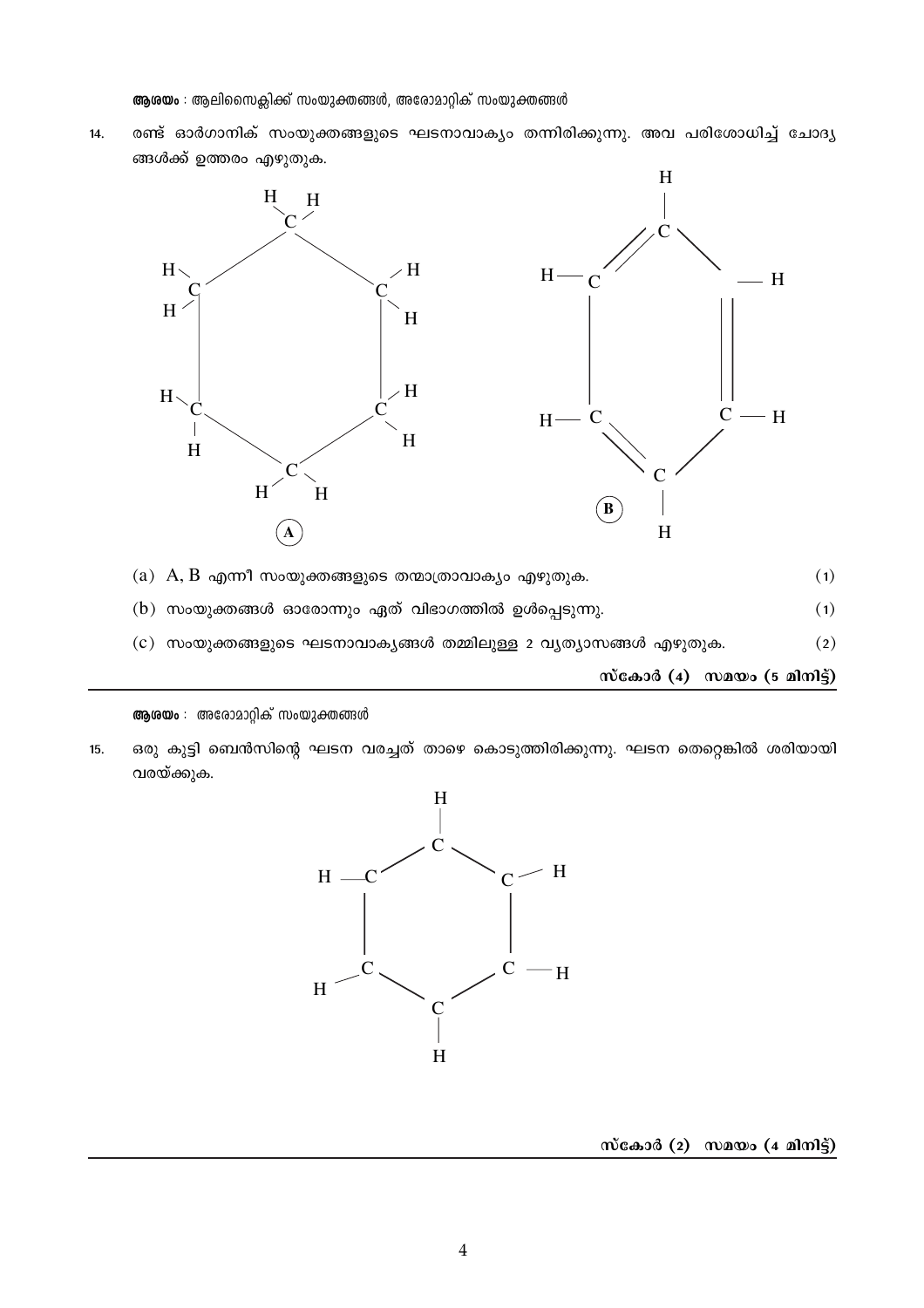**ആശയം** : ആലിസൈക്ലിക്ക് സംയുക്തങ്ങൾ, അരോമാറ്റിക് സംയുക്തങ്ങൾ

14. രണ്ട് ഓർഗാനിക് സംയുക്തങ്ങളുടെ ഘടനാവാക്യം തന്നിരിക്കുന്നു. അവ പരിശോധിച്ച് ചോദ്യങ്ങൾക്ക് ഉത്തരം എഴുതുക.

(A) (B)

(a) A, B എന്നീ സംയുക്തങ്ങളുടെ തന്മാത്രാവാക്യം എഴുതുക. (1)

(b) സംയുക്തങ്ങൾ ഓരോന്നും ഏത് വിഭാഗത്തിൽ ഉൾപ്പെടുന്നു. (1)

(c) സംയുക്തങ്ങളുടെ ഘടനാവാക്യങ്ങൾ തമ്മിലുള്ള 2 വ്യത്യാസങ്ങൾ എഴുതുക. (2)

**സ്കോർ (4) സമയം (5 മിനിട്ട്)**

---

**ആശയം** : അരോമാറ്റിക് സംയുക്തങ്ങൾ

15. ഒരു കുട്ടി ബെൻസിന്റെ ഘടന വരച്ചത് താഴെ കൊടുത്തിരിക്കുന്നു. ഘടന തെറ്റെങ്കിൽ ശരിയായി വരയ്ക്കുക.

**സ്കോർ (2) സമയം (4 മിനിട്ട്)**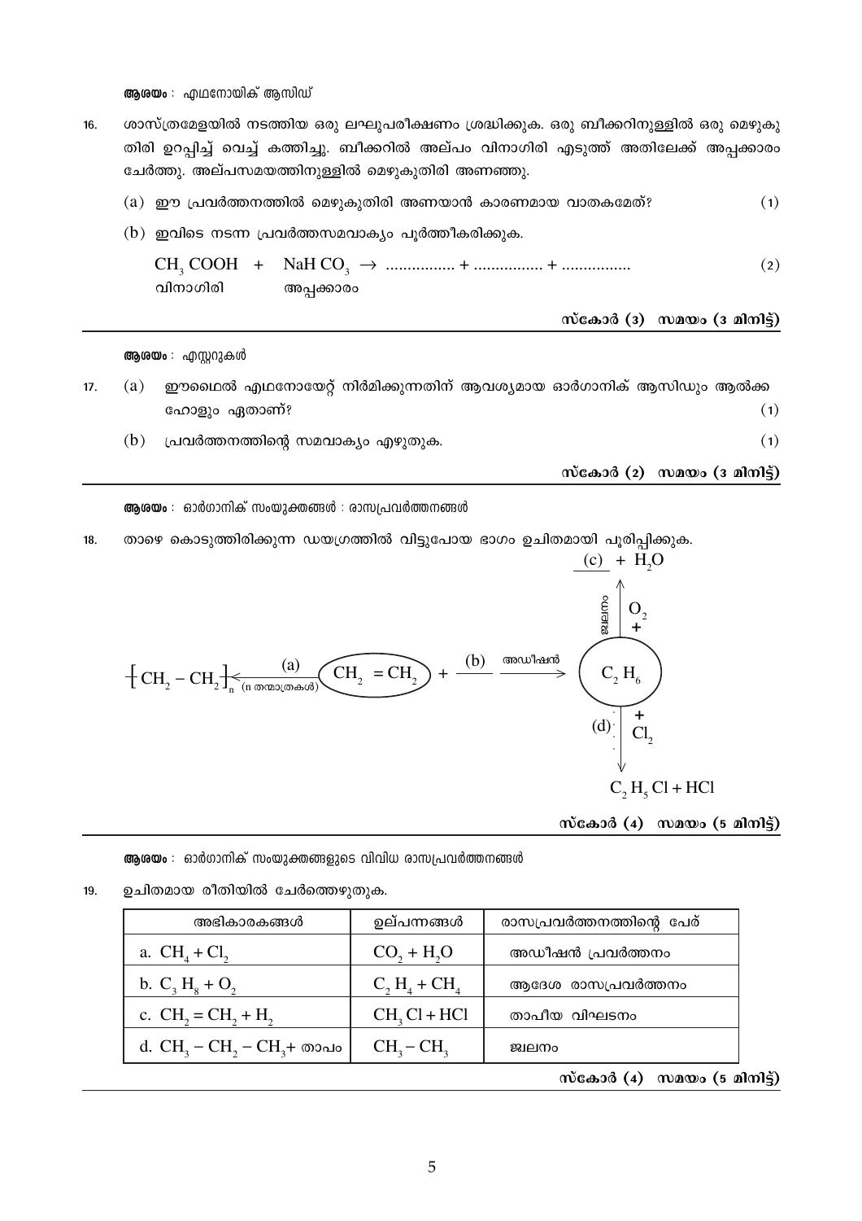**ആശയം** : എഥനോയിക് ആസിഡ്

16. ശാസ്ത്രമേളയിൽ നടത്തിയ ഒരു ലഘുപരീക്ഷണം ശ്രദ്ധിക്കുക. ഒരു ബീക്കറിനുള്ളിൽ ഒരു മെഴുകു തിരി ഉറപ്പിച്ച് വെച്ച് കത്തിച്ചു. ബീക്കറിൽ അല്പം വിനാഗിരി എടുത്ത് അതിലേക്ക് അപ്പക്കാരം ചേർത്തു. അല്പസമയത്തിനുള്ളിൽ മെഴുകുതിരി അണഞ്ഞു.

   (a) ഈ പ്രവർത്തനത്തിൽ മെഴുകുതിരി അണയാൻ കാരണമായ വാതകമേത്? (1)

   (b) ഇവിടെ നടന്ന പ്രവർത്തസമവാക്യം പൂർത്തീകരിക്കുക.

   $CH_3COOH + NaHCO_3 \rightarrow$ ................ + ................ + ................ (2)

   വിനാഗിരി &nbsp;&nbsp;&nbsp; അപ്പക്കാരം

**സ്കോർ (3) സമയം (3 മിനിട്ട്)**

---

**ആശയം** : എസ്റ്ററുകൾ

17. (a) ഈഥൈൽ എഥനോയേറ്റ് നിർമിക്കുന്നതിന് ആവശ്യമായ ഓർഗാനിക് ആസിഡും ആൽക്കഹോളും ഏതാണ്? (1)

    (b) പ്രവർത്തനത്തിന്റെ സമവാക്യം എഴുതുക. (1)

**സ്കോർ (2) സമയം (3 മിനിട്ട്)**

---

**ആശയം** : ഓർഗാനിക് സംയുക്തങ്ങൾ : രാസപ്രവർത്തനങ്ങൾ

18. താഴെ കൊടുത്തിരിക്കുന്ന ഡയഗ്രത്തിൽ വിട്ടുപോയ ഭാഗം ഉചിതമായി പൂരിപ്പിക്കുക.

$$\left[ CH_2 - CH_2 \right]_n \xleftarrow[\text{(n തന്മാത്രകൾ)}]{(a)} CH_2 = CH_2 + \underline{(b)} \xrightarrow{\text{അഡീഷൻ}} C_2H_6$$

$C_2H_6 + O_2 \xrightarrow{\text{ജ്വലനം}}$ (c) $+ H_2O$

$C_2H_6 + Cl_2 \xrightarrow{(d)} C_2H_5Cl + HCl$

**സ്കോർ (4) സമയം (5 മിനിട്ട്)**

---

**ആശയം** : ഓർഗാനിക് സംയുക്തങ്ങളുടെ വിവിധ രാസപ്രവർത്തനങ്ങൾ

19. ഉചിതമായ രീതിയിൽ ചേർത്തെഴുതുക.

| അഭികാരകങ്ങൾ | ഉല്പന്നങ്ങൾ | രാസപ്രവർത്തനത്തിന്റെ പേര് |
| --- | --- | --- |
| a. $CH_4 + Cl_2$ | $CO_2 + H_2O$ | അഡീഷൻ പ്രവർത്തനം |
| b. $C_3H_8 + O_2$ | $C_2H_4 + CH_4$ | ആദേശ രാസപ്രവർത്തനം |
| c. $CH_2 = CH_2 + H_2$ | $CH_3Cl + HCl$ | താപീയ വിഘടനം |
| d. $CH_3 - CH_2 - CH_3$ + താപം | $CH_3 - CH_3$ | ജ്വലനം |

**സ്കോർ (4) സമയം (5 മിനിട്ട്)**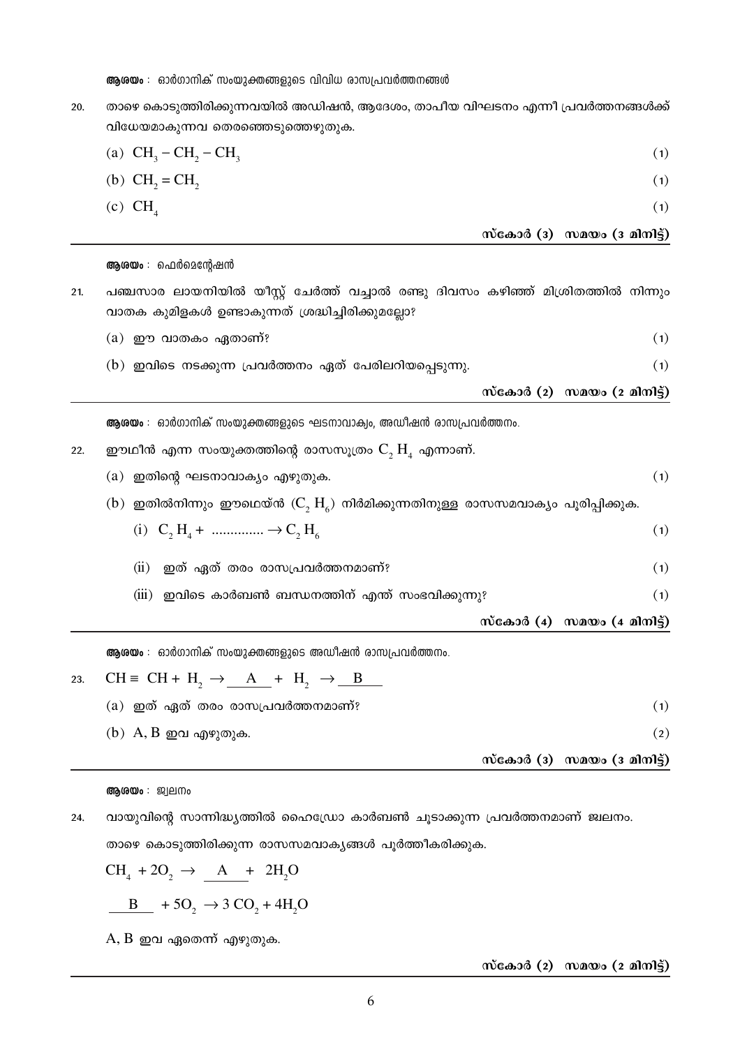**ആശയം** : ഓർഗാനിക് സംയുക്തങ്ങളുടെ വിവിധ രാസപ്രവർത്തനങ്ങൾ

20. താഴെ കൊടുത്തിരിക്കുന്നവയിൽ അഡിഷൻ, ആദേശം, താപീയ വിഘടനം എന്നീ പ്രവർത്തനങ്ങൾക്ക് വിധേയമാകുന്നവ തെരഞ്ഞെടുത്തെഴുതുക.

    (a) $CH_3 - CH_2 - CH_3$ (1)

    (b) $CH_2 = CH_2$ (1)

    (c) $CH_4$ (1)

**സ്കോർ (3) സമയം (3 മിനിട്ട്)**

---

**ആശയം** : ഫെർമെന്റേഷൻ

21. പഞ്ചസാര ലായനിയിൽ യീസ്റ്റ് ചേർത്ത് വച്ചാൽ രണ്ടു ദിവസം കഴിഞ്ഞ് മിശ്രിതത്തിൽ നിന്നും വാതക കുമിളകൾ ഉണ്ടാകുന്നത് ശ്രദ്ധിച്ചിരിക്കുമല്ലോ?

    (a) ഈ വാതകം ഏതാണ്? (1)

    (b) ഇവിടെ നടക്കുന്ന പ്രവർത്തനം ഏത് പേരിലറിയപ്പെടുന്നു. (1)

**സ്കോർ (2) സമയം (2 മിനിട്ട്)**

---

**ആശയം** : ഓർഗാനിക് സംയുക്തങ്ങളുടെ ഘടനാവാക്യം, അഡീഷൻ രാസപ്രവർത്തനം.

22. ഈഥീൻ എന്ന സംയുക്തത്തിന്റെ രാസസൂത്രം $C_2 H_4$ എന്നാണ്.

    (a) ഇതിന്റെ ഘടനാവാക്യം എഴുതുക. (1)

    (b) ഇതിൽനിന്നും ഈഥെയ്ൻ ($C_2 H_6$) നിർമിക്കുന്നതിനുള്ള രാസസമവാക്യം പൂരിപ്പിക്കുക.

    (i) $C_2 H_4 + \text{.............} \rightarrow C_2 H_6$ (1)

    (ii) ഇത് ഏത് തരം രാസപ്രവർത്തനമാണ്? (1)

    (iii) ഇവിടെ കാർബൺ ബന്ധനത്തിന് എന്ത് സംഭവിക്കുന്നു? (1)

**സ്കോർ (4) സമയം (4 മിനിട്ട്)**

---

**ആശയം** : ഓർഗാനിക് സംയുക്തങ്ങളുടെ അഡീഷൻ രാസപ്രവർത്തനം.

23. $CH \equiv CH + H_2 \rightarrow \underline{\quad A \quad} + H_2 \rightarrow \underline{\quad B \quad}$

    (a) ഇത് ഏത് തരം രാസപ്രവർത്തനമാണ്? (1)

    (b) A, B ഇവ എഴുതുക. (2)

**സ്കോർ (3) സമയം (3 മിനിട്ട്)**

---

**ആശയം** : ജ്വലനം

24. വായുവിന്റെ സാന്നിദ്ധ്യത്തിൽ ഹൈഡ്രോ കാർബൺ ചൂടാക്കുന്ന പ്രവർത്തനമാണ് ജ്വലനം.

    താഴെ കൊടുത്തിരിക്കുന്ന രാസസമവാക്യങ്ങൾ പൂർത്തീകരിക്കുക.

    $CH_4 + 2O_2 \rightarrow \underline{\quad A \quad} + 2H_2O$

    $\underline{\quad B \quad} + 5O_2 \rightarrow 3\,CO_2 + 4H_2O$

    A, B ഇവ ഏതെന്ന് എഴുതുക.

**സ്കോർ (2) സമയം (2 മിനിട്ട്)**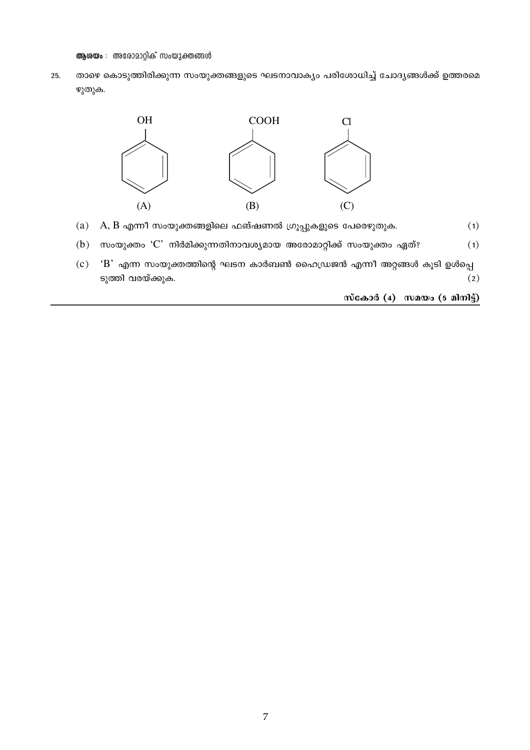**ആശയം** : അരോമാറ്റിക് സംയുക്തങ്ങൾ

25. താഴെ കൊടുത്തിരിക്കുന്ന സംയുക്തങ്ങളുടെ ഘടനാവാക്യം പരിശോധിച്ച് ചോദ്യങ്ങൾക്ക് ഉത്തരമെഴുതുക.

OH

COOH

Cl

(A)

(B)

(C)

(a) A, B എന്നീ സംയുക്തങ്ങളിലെ ഫങ്ഷണൽ ഗ്രൂപ്പുകളുടെ പേരെഴുതുക. (1)

(b) സംയുക്തം 'C' നിർമിക്കുന്നതിനാവശ്യമായ അരോമാറ്റിക് സംയുക്തം ഏത്? (1)

(c) 'B' എന്ന സംയുക്തത്തിന്റെ ഘടന കാർബൺ ഹൈഡ്രജൻ എന്നീ അറ്റങ്ങൾ കൂടി ഉൾപ്പെടുത്തി വരയ്ക്കുക. (2)

**സ്കോർ (4) സമയം (5 മിനിട്ട്)**